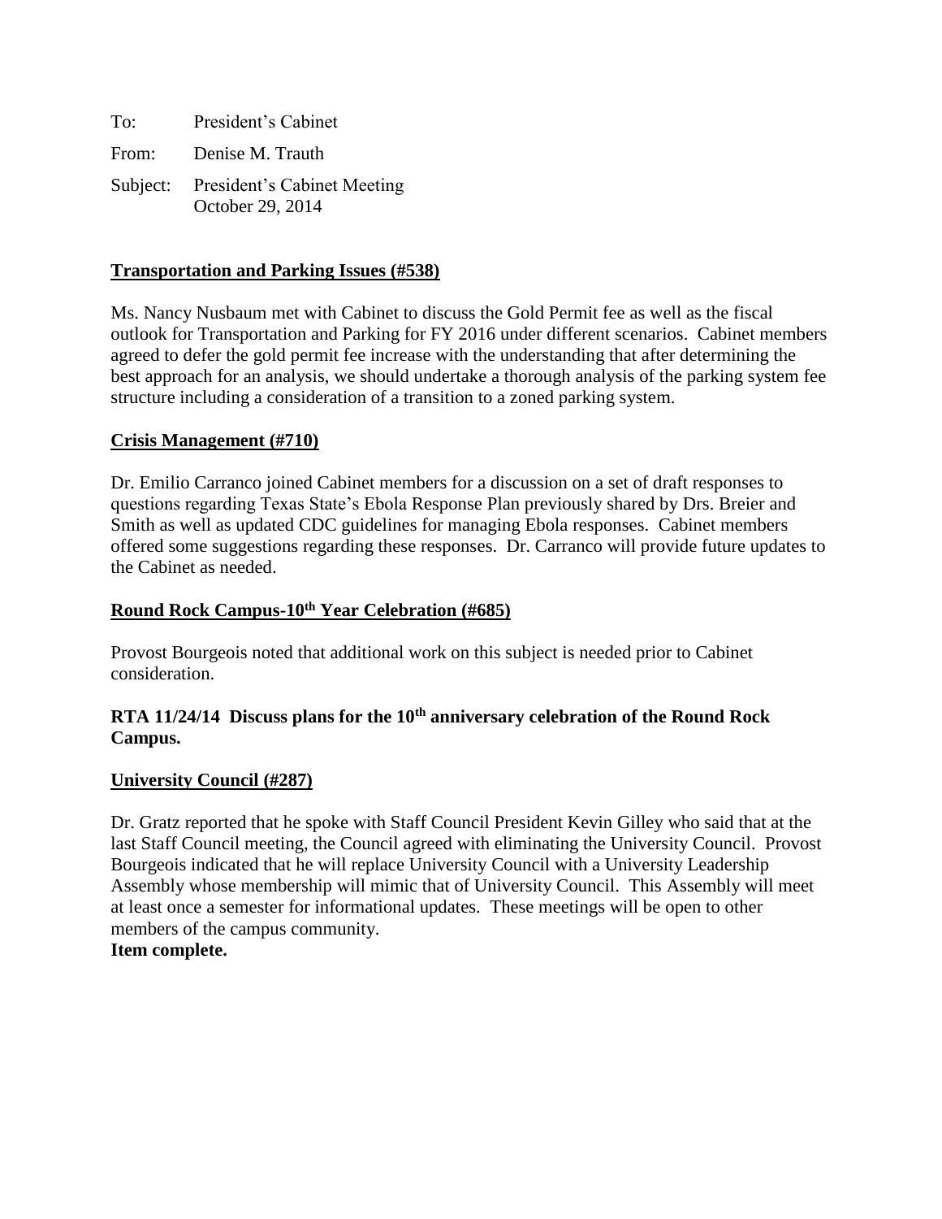To: President's Cabinet

From: Denise M. Trauth

Subject: President's Cabinet Meeting
October 29, 2014

**Transportation and Parking Issues (#538)**

Ms. Nancy Nusbaum met with Cabinet to discuss the Gold Permit fee as well as the fiscal outlook for Transportation and Parking for FY 2016 under different scenarios. Cabinet members agreed to defer the gold permit fee increase with the understanding that after determining the best approach for an analysis, we should undertake a thorough analysis of the parking system fee structure including a consideration of a transition to a zoned parking system.

**Crisis Management (#710)**

Dr. Emilio Carranco joined Cabinet members for a discussion on a set of draft responses to questions regarding Texas State's Ebola Response Plan previously shared by Drs. Breier and Smith as well as updated CDC guidelines for managing Ebola responses. Cabinet members offered some suggestions regarding these responses. Dr. Carranco will provide future updates to the Cabinet as needed.

**Round Rock Campus-10th Year Celebration (#685)**

Provost Bourgeois noted that additional work on this subject is needed prior to Cabinet consideration.

**RTA 11/24/14 Discuss plans for the 10th anniversary celebration of the Round Rock Campus.**

**University Council (#287)**

Dr. Gratz reported that he spoke with Staff Council President Kevin Gilley who said that at the last Staff Council meeting, the Council agreed with eliminating the University Council. Provost Bourgeois indicated that he will replace University Council with a University Leadership Assembly whose membership will mimic that of University Council. This Assembly will meet at least once a semester for informational updates. These meetings will be open to other members of the campus community.
**Item complete.**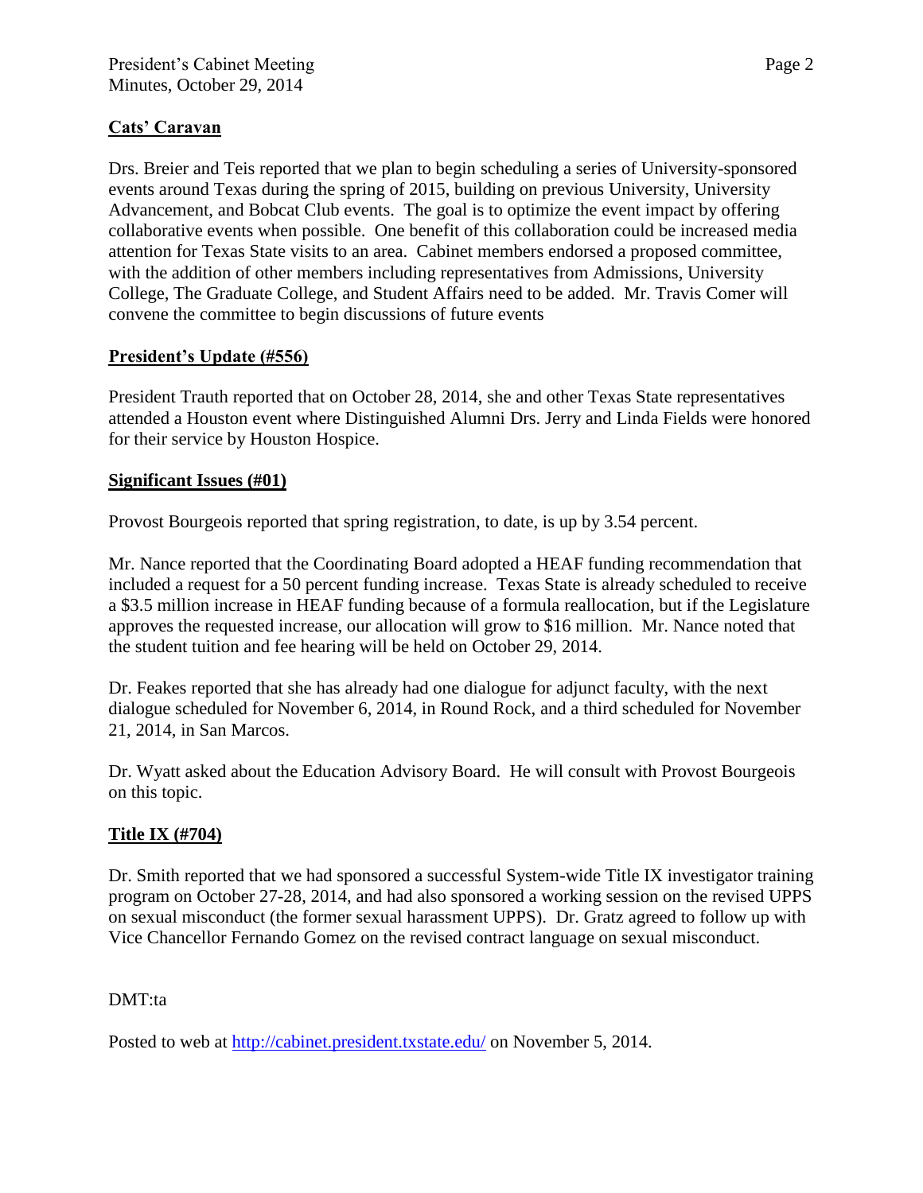## Cats' Caravan

Drs. Breier and Teis reported that we plan to begin scheduling a series of University-sponsored events around Texas during the spring of 2015, building on previous University, University Advancement, and Bobcat Club events. The goal is to optimize the event impact by offering collaborative events when possible. One benefit of this collaboration could be increased media attention for Texas State visits to an area. Cabinet members endorsed a proposed committee, with the addition of other members including representatives from Admissions, University College, The Graduate College, and Student Affairs need to be added. Mr. Travis Comer will convene the committee to begin discussions of future events

## President's Update (#556)

President Trauth reported that on October 28, 2014, she and other Texas State representatives attended a Houston event where Distinguished Alumni Drs. Jerry and Linda Fields were honored for their service by Houston Hospice.

## Significant Issues (#01)

Provost Bourgeois reported that spring registration, to date, is up by 3.54 percent.

Mr. Nance reported that the Coordinating Board adopted a HEAF funding recommendation that included a request for a 50 percent funding increase. Texas State is already scheduled to receive a $3.5 million increase in HEAF funding because of a formula reallocation, but if the Legislature approves the requested increase, our allocation will grow to $16 million. Mr. Nance noted that the student tuition and fee hearing will be held on October 29, 2014.

Dr. Feakes reported that she has already had one dialogue for adjunct faculty, with the next dialogue scheduled for November 6, 2014, in Round Rock, and a third scheduled for November 21, 2014, in San Marcos.

Dr. Wyatt asked about the Education Advisory Board. He will consult with Provost Bourgeois on this topic.

## Title IX (#704)

Dr. Smith reported that we had sponsored a successful System-wide Title IX investigator training program on October 27-28, 2014, and had also sponsored a working session on the revised UPPS on sexual misconduct (the former sexual harassment UPPS). Dr. Gratz agreed to follow up with Vice Chancellor Fernando Gomez on the revised contract language on sexual misconduct.

DMT:ta

Posted to web at http://cabinet.president.txstate.edu/ on November 5, 2014.